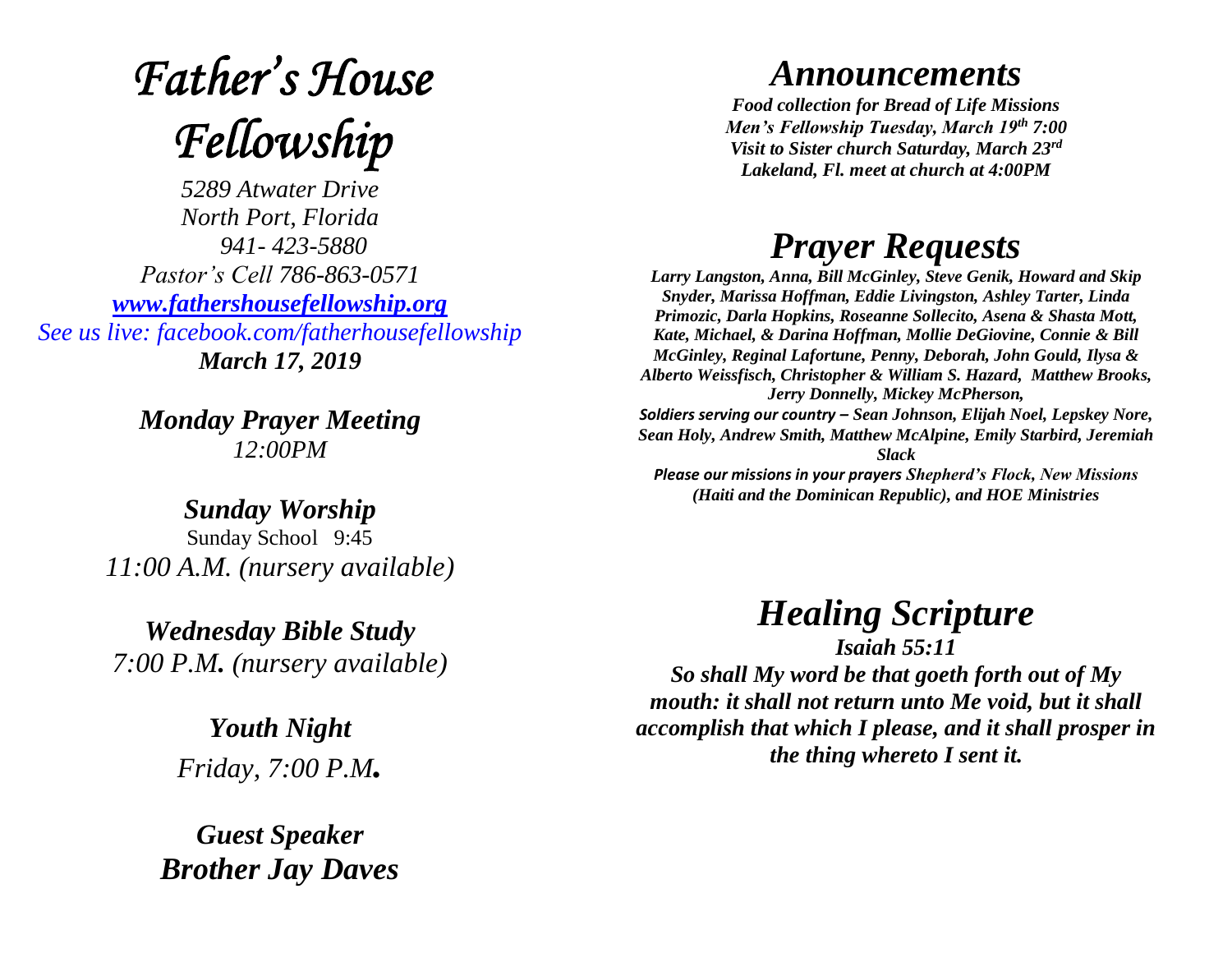# *Father's House Fellowship*

*5289 Atwater Drive*
*North Port, Florida*
*941- 423-5880*
*Pastor's Cell 786-863-0571*
*[www.fathershousefellowship.org](http://www.fathershousefellowship.org)*
*See us live: facebook.com/fatherhousefellowship*
***March 17, 2019***

***Monday Prayer Meeting***
*12:00PM*

***Sunday Worship***
Sunday School 9:45
*11:00 A.M. (nursery available)*

***Wednesday Bible Study***
*7:00 P.M. (nursery available)*

***Youth Night***
*Friday, 7:00 P.M.*

***Guest Speaker***
***Brother Jay Daves***

## *Announcements*

***Food collection for Bread of Life Missions***
***Men's Fellowship Tuesday, March 19th 7:00***
***Visit to Sister church Saturday, March 23rd***
***Lakeland, Fl. meet at church at 4:00PM***

## *Prayer Requests*

***Larry Langston, Anna, Bill McGinley, Steve Genik, Howard and Skip Snyder, Marissa Hoffman, Eddie Livingston, Ashley Tarter, Linda Primozic, Darla Hopkins, Roseanne Sollecito, Asena & Shasta Mott, Kate, Michael, & Darina Hoffman, Mollie DeGiovine, Connie & Bill McGinley, Reginal Lafortune, Penny, Deborah, John Gould, Ilysa & Alberto Weissfisch, Christopher & William S. Hazard, Matthew Brooks, Jerry Donnelly, Mickey McPherson,***

***Soldiers serving our country – Sean Johnson, Elijah Noel, Lepskey Nore, Sean Holy, Andrew Smith, Matthew McAlpine, Emily Starbird, Jeremiah Slack***

***Please our missions in your prayers Shepherd's Flock, New Missions (Haiti and the Dominican Republic), and HOE Ministries***

## *Healing Scripture*

***Isaiah 55:11***

***So shall My word be that goeth forth out of My mouth: it shall not return unto Me void, but it shall accomplish that which I please, and it shall prosper in the thing whereto I sent it.***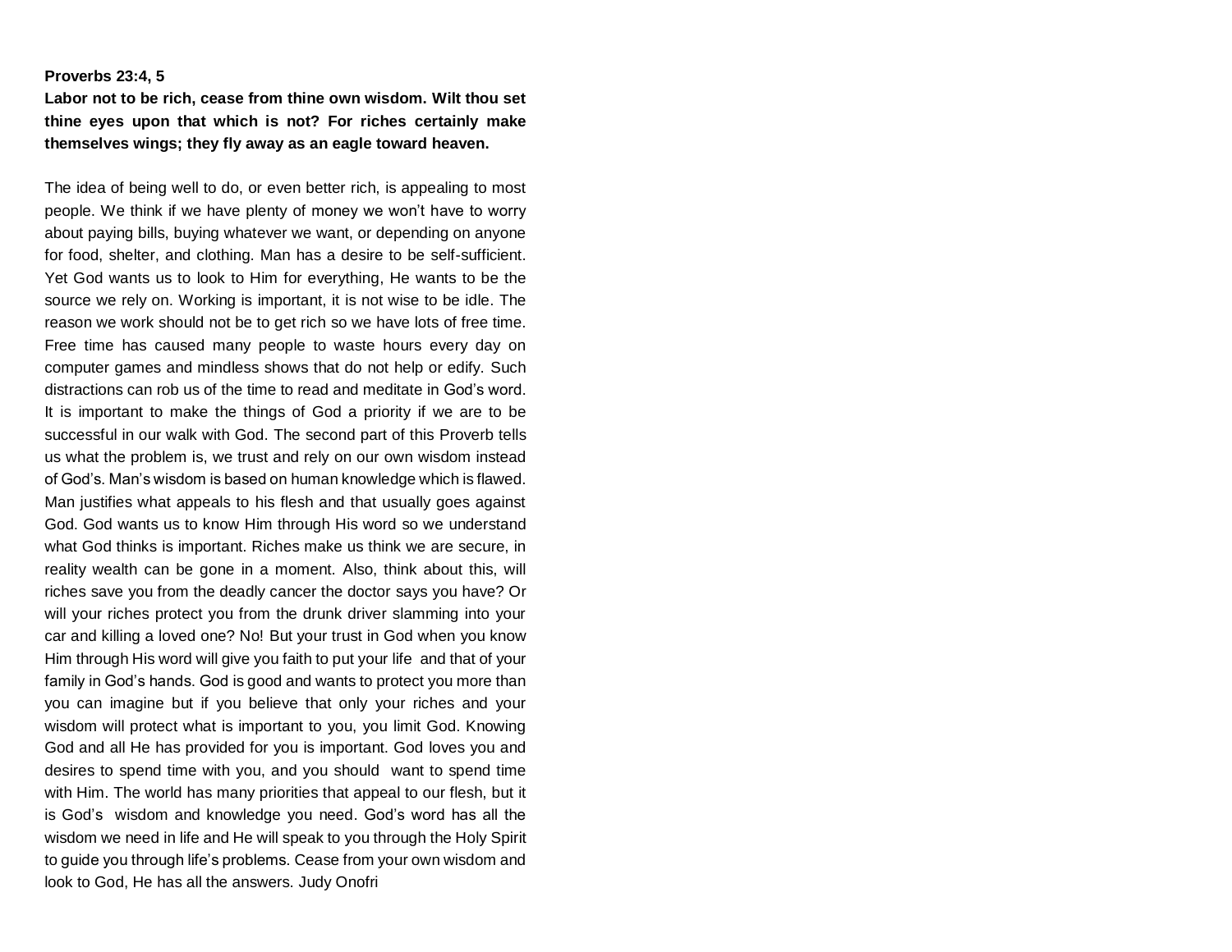**Proverbs 23:4, 5**

**Labor not to be rich, cease from thine own wisdom. Wilt thou set thine eyes upon that which is not? For riches certainly make themselves wings; they fly away as an eagle toward heaven.**

The idea of being well to do, or even better rich, is appealing to most people. We think if we have plenty of money we won't have to worry about paying bills, buying whatever we want, or depending on anyone for food, shelter, and clothing. Man has a desire to be self-sufficient. Yet God wants us to look to Him for everything, He wants to be the source we rely on. Working is important, it is not wise to be idle. The reason we work should not be to get rich so we have lots of free time. Free time has caused many people to waste hours every day on computer games and mindless shows that do not help or edify. Such distractions can rob us of the time to read and meditate in God's word. It is important to make the things of God a priority if we are to be successful in our walk with God. The second part of this Proverb tells us what the problem is, we trust and rely on our own wisdom instead of God's. Man's wisdom is based on human knowledge which is flawed. Man justifies what appeals to his flesh and that usually goes against God. God wants us to know Him through His word so we understand what God thinks is important. Riches make us think we are secure, in reality wealth can be gone in a moment. Also, think about this, will riches save you from the deadly cancer the doctor says you have? Or will your riches protect you from the drunk driver slamming into your car and killing a loved one? No! But your trust in God when you know Him through His word will give you faith to put your life and that of your family in God's hands. God is good and wants to protect you more than you can imagine but if you believe that only your riches and your wisdom will protect what is important to you, you limit God. Knowing God and all He has provided for you is important. God loves you and desires to spend time with you, and you should want to spend time with Him. The world has many priorities that appeal to our flesh, but it is God's wisdom and knowledge you need. God's word has all the wisdom we need in life and He will speak to you through the Holy Spirit to guide you through life's problems. Cease from your own wisdom and look to God, He has all the answers. Judy Onofri